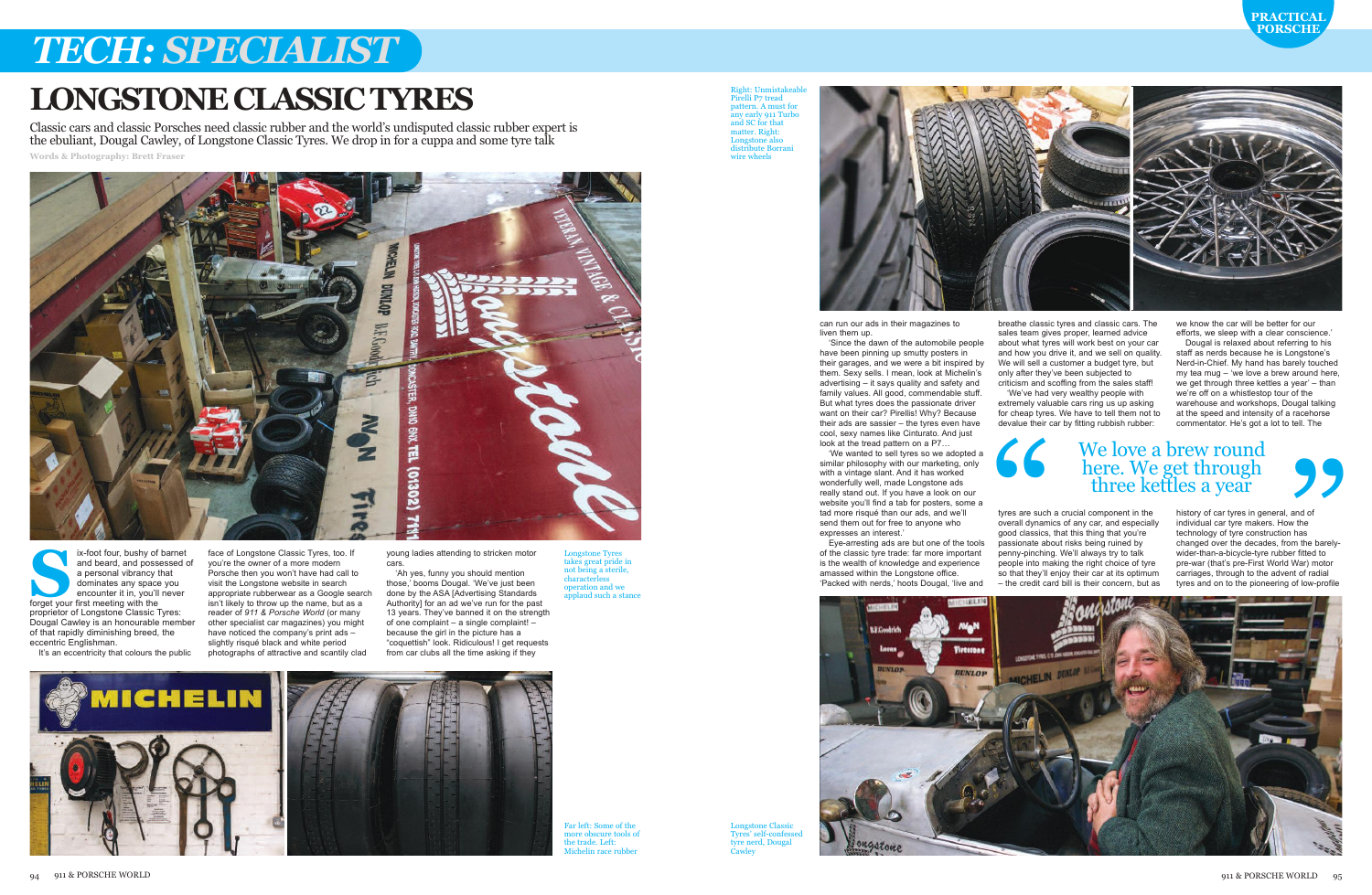# TECH: SPECIALIST

## LONGSTONE CLASSIC TYRES

Classic cars and classic Porsches need classic rubber and the world's undisputed classic rubber expert is the ebuliant, Dougal Cawley, of Longstone Classic Tyres. We drop in for a cuppa and some tyre talk

**Words & Photography: Brett Fraser**

Six-foot four, bushy of barnet and beard, and possessed of a personal vibrancy that dominates any space you encounter it in, you'll never forget your first meeting with the proprietor of Longstone Classic Tyres: Dougal Cawley is an honourable member of that rapidly diminishing breed, the eccentric Englishman.

It's an eccentricity that colours the public face of Longstone Classic Tyres, too. If you're the owner of a more modern Porsche then you won't have had call to visit the Longstone website in search appropriate rubberwear as a Google search isn't likely to throw up the name, but as a reader of *911 & Porsche World* (or many other specialist car magazines) you might have noticed the company's print ads – slightly risqué black and white period photographs of attractive and scantily clad young ladies attending to stricken motor cars.

'Ah yes, funny you should mention those,' booms Dougal. 'We've just been done by the ASA [Advertising Standards Authority] for an ad we've run for the past 13 years. They've banned it on the strength of one complaint – a single complaint! – because the girl in the picture has a "coquettish" look. Ridiculous! I get requests from car clubs all the time asking if they can run our ads in their magazines to liven them up.

'Since the dawn of the automobile people have been pinning up smutty posters in their garages, and we were a bit inspired by them. Sexy sells. I mean, look at Michelin's advertising – it says quality and safety and family values. All good, commendable stuff. But what tyres does the passionate driver want on their car? Pirellis! Why? Because their ads are sassier – the tyres even have cool, sexy names like Cinturato. And just look at the tread pattern on a P7…

'We wanted to sell tyres so we adopted a similar philosophy with our marketing, only with a vintage slant. And it has worked wonderfully well, made Longstone ads really stand out. If you have a look on our website you'll find a tab for posters, some a tad more risqué than our ads, and we'll send them out for free to anyone who expresses an interest.'

Eye-arresting ads are but one of the tools of the classic tyre trade: far more important is the wealth of knowledge and experience amassed within the Longstone office. 'Packed with nerds,' hoots Dougal, 'live and breathe classic tyres and classic cars. The sales team gives proper, learned advice about what tyres will work best on your car and how you drive it, and we sell on quality. We will sell a customer a budget tyre, but only after they've been subjected to criticism and scoffing from the sales staff!

'We've had very wealthy people with extremely valuable cars ring us up asking for cheap tyres. We have to tell them not to devalue their car by fitting rubbish rubber: tyres are such a crucial component in the overall dynamics of any car, and especially good classics, that this thing that you're passionate about risks being ruined by penny-pinching. We'll always try to talk people into making the right choice of tyre so that they'll enjoy their car at its optimum – the credit card bill is their concern, but as we know the car will be better for our efforts, we sleep with a clear conscience.'

> "We love a brew round here. We get through three kettles a year"

Dougal is relaxed about referring to his staff as nerds because he is Longstone's Nerd-in-Chief. My hand has barely touched my tea mug – 'we love a brew around here, we get through three kettles a year' – than we're off on a whistlestop tour of the warehouse and workshops, Dougal talking at the speed and intensity of a racehorse commentator. He's got a lot to tell. The history of car tyres in general, and of individual car tyre makers. How the technology of tyre construction has changed over the decades, from the barely-wider-than-a-bicycle-tyre rubber fitted to pre-war (that's pre-First World War) motor carriages, through to the advent of radial tyres and on to the pioneering of low-profile

Longstone Tyres takes great pride in not being a sterile, characterless operation and we applaud such a stance

Far left: Some of the more obscure tools of the trade. Left: Michelin race rubber

Right: Unmistakeable Pirelli P7 tread pattern. A must for any early 911 Turbo and SC for that matter. Right: Longstone also distribute Borrani wire wheels

Longstone Classic Tyres' self-confessed tyre nerd, Dougal Cawley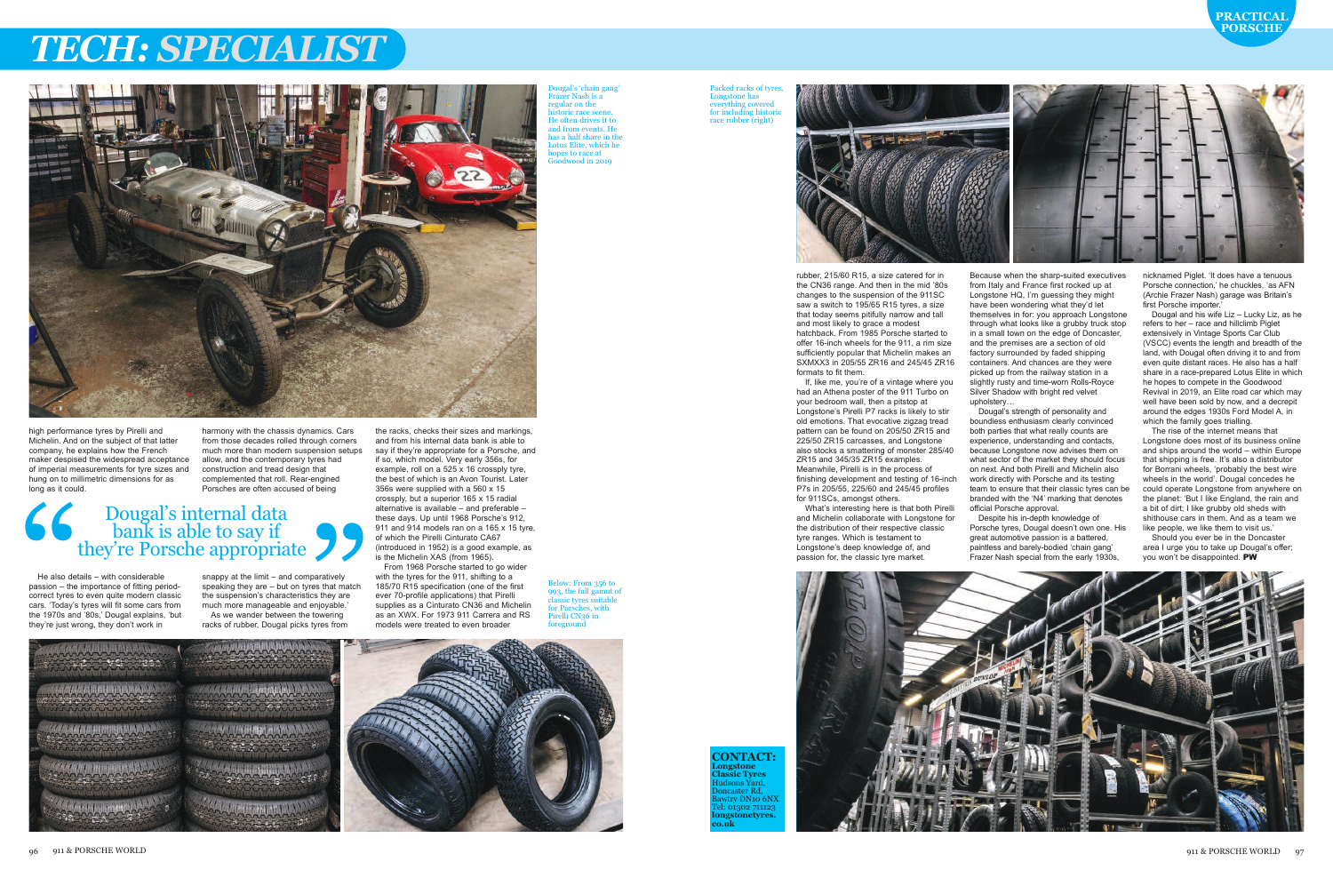# TECH: SPECIALIST

Dougal's 'chain gang' Frazer Nash is a regular on the historic race scene. He often drives it to and from events. He has a half share in the Lotus Elite, which he hopes to race at Goodwood in 2019

high performance tyres by Pirelli and Michelin. And on the subject of that latter company, he explains how the French maker despised the widespread acceptance of imperial measurements for tyre sizes and hung on to millimetric dimensions for as long as it could.

He also details – with considerable passion – the importance of fitting period-correct tyres to even quite modern classic cars. 'Today's tyres will fit some cars from the 1970s and '80s,' Dougal explains, 'but they're just wrong, they don't work in harmony with the chassis dynamics. Cars from those decades rolled through corners much more than modern suspension setups allow, and the contemporary tyres had construction and tread design that complemented that roll. Rear-engined Porsches are often accused of being snappy at the limit – and comparatively speaking they are – but on tyres that match the suspension's characteristics they are much more manageable and enjoyable.'

> Dougal's internal data bank is able to say if they're Porsche appropriate

As we wander between the towering racks of rubber, Dougal picks tyres from the racks, checks their sizes and markings, and from his internal data bank is able to say if they're appropriate for a Porsche, and if so, which model. Very early 356s, for example, roll on a 525 x 16 crossply tyre, the best of which is an Avon Tourist. Later 356s were supplied with a 560 x 15 crossply, but a superior 165 x 15 radial alternative is available – and preferable – these days. Up until 1968 Porsche's 912, 911 and 914 models ran on a 165 x 15 tyre, of which the Pirelli Cinturato CA67 (introduced in 1952) is a good example, as is the Michelin XAS (from 1965).

From 1968 Porsche started to go wider with the tyres for the 911, shifting to a 185/70 R15 specification (one of the first ever 70-profile applications) that Pirelli supplies as a Cinturato CN36 and Michelin as an XWX. For 1973 911 Carrera and RS models were treated to even broader rubber, 215/60 R15, a size catered for in the CN36 range. And then in the mid '80s changes to the suspension of the 911SC saw a switch to 195/65 R15 tyres, a size that today seems pitifully narrow and tall and most likely to grace a modest hatchback. From 1985 Porsche started to offer 16-inch wheels for the 911, a rim size sufficiently popular that Michelin makes an SXMXX3 in 205/55 ZR16 and 245/45 ZR16 formats to fit them.

If, like me, you're of a vintage where you had an Athena poster of the 911 Turbo on your bedroom wall, then a pitstop at Longstone's Pirelli P7 racks is likely to stir old emotions. That evocative zigzag tread pattern can be found on 205/50 ZR15 and 225/50 ZR15 carcasses, and Longstone also stocks a smattering of monster 285/40 ZR15 and 345/35 ZR15 examples. Meanwhile, Pirelli is in the process of finishing development and testing of 16-inch P7s in 205/55, 225/60 and 245/45 profiles for 911SCs, amongst others.

What's interesting here is that both Pirelli and Michelin collaborate with Longstone for the distribution of their respective classic tyre ranges. Which is testament to Longstone's deep knowledge of, and passion for, the classic tyre market. Because when the sharp-suited executives from Italy and France first rocked up at Longstone HQ, I'm guessing they might have been wondering what they'd let themselves in for: you approach Longstone through what looks like a grubby truck stop in a small town on the edge of Doncaster, and the premises are a section of old factory surrounded by faded shipping containers. And chances are they were picked up from the railway station in a slightly rusty and time-worn Rolls-Royce Silver Shadow with bright red velvet upholstery…

Dougal's strength of personality and boundless enthusiasm clearly convinced both parties that what really counts are experience, understanding and contacts, because Longstone now advises them on what sector of the market they should focus on next. And both Pirelli and Michelin also work directly with Porsche and its testing team to ensure that their classic tyres can be branded with the 'N4' marking that denotes official Porsche approval.

Despite his in-depth knowledge of Porsche tyres, Dougal doesn't own one. His great automotive passion is a battered, paintless and barely-bodied 'chain gang' Frazer Nash special from the early 1930s, nicknamed Piglet. 'It does have a tenuous Porsche connection,' he chuckles, 'as AFN (Archie Frazer Nash) garage was Britain's first Porsche importer.'

Dougal and his wife Liz – Lucky Liz, as he refers to her – race and hillclimb Piglet extensively in Vintage Sports Car Club (VSCC) events the length and breadth of the land, with Dougal often driving it to and from even quite distant races. He also has a half share in a race-prepared Lotus Elite in which he hopes to compete in the Goodwood Revival in 2019, an Elite road car which may well have been sold by now, and a decrepit around the edges 1930s Ford Model A, in which the family goes trialling.

The rise of the internet means that Longstone does most of its business online and ships around the world – within Europe that shipping is free. It's also a distributor for Borrani wheels, 'probably the best wire wheels in the world'. Dougal concedes he could operate Longstone from anywhere on the planet: 'But I like England, the rain and a bit of dirt; I like grubby old sheds with shithouse cars in them. And as a team we like people, we like them to visit us.'

Should you ever be in the Doncaster area I urge you to take up Dougal's offer; you won't be disappointed. **PW**

Below: From 356 to 993, the full gamut of classic tyres suitable for Porsches, with Pirelli CN36 in foreground

Packed racks of tyres. Longstone has everything covered for including historic race rubber (right)

**CONTACT:**
**Longstone Classic Tyres**
Hudsons Yard, Doncaster Rd, Bawtry DN10 6NX
Tel: 01302 711123
**longstonetyres.co.uk**